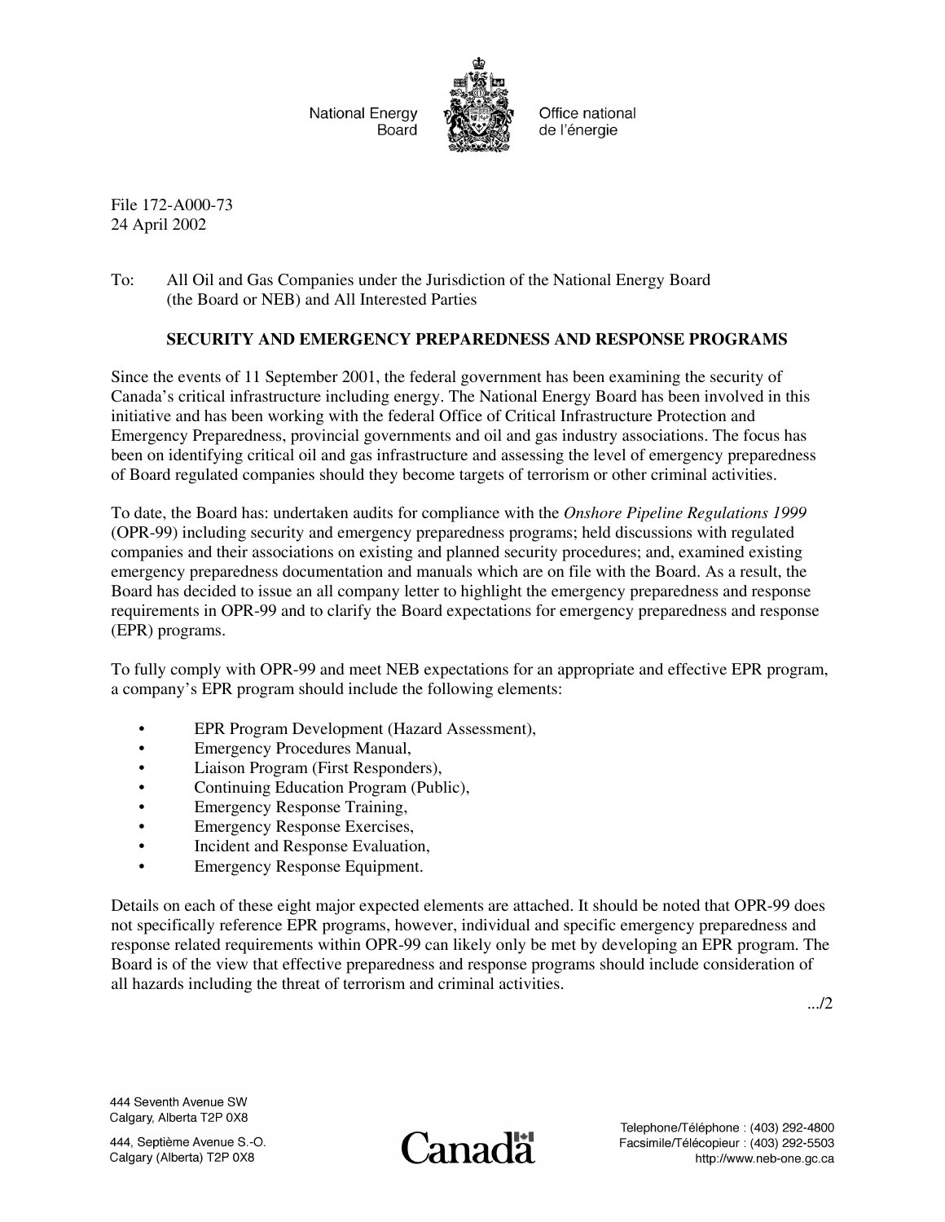National Energy Board | Office national de l'énergie

File 172-A000-73
24 April 2002

To: All Oil and Gas Companies under the Jurisdiction of the National Energy Board (the Board or NEB) and All Interested Parties

**SECURITY AND EMERGENCY PREPAREDNESS AND RESPONSE PROGRAMS**

Since the events of 11 September 2001, the federal government has been examining the security of Canada's critical infrastructure including energy. The National Energy Board has been involved in this initiative and has been working with the federal Office of Critical Infrastructure Protection and Emergency Preparedness, provincial governments and oil and gas industry associations. The focus has been on identifying critical oil and gas infrastructure and assessing the level of emergency preparedness of Board regulated companies should they become targets of terrorism or other criminal activities.

To date, the Board has: undertaken audits for compliance with the *Onshore Pipeline Regulations 1999* (OPR-99) including security and emergency preparedness programs; held discussions with regulated companies and their associations on existing and planned security procedures; and, examined existing emergency preparedness documentation and manuals which are on file with the Board. As a result, the Board has decided to issue an all company letter to highlight the emergency preparedness and response requirements in OPR-99 and to clarify the Board expectations for emergency preparedness and response (EPR) programs.

To fully comply with OPR-99 and meet NEB expectations for an appropriate and effective EPR program, a company's EPR program should include the following elements:

- EPR Program Development (Hazard Assessment),
- Emergency Procedures Manual,
- Liaison Program (First Responders),
- Continuing Education Program (Public),
- Emergency Response Training,
- Emergency Response Exercises,
- Incident and Response Evaluation,
- Emergency Response Equipment.

Details on each of these eight major expected elements are attached. It should be noted that OPR-99 does not specifically reference EPR programs, however, individual and specific emergency preparedness and response related requirements within OPR-99 can likely only be met by developing an EPR program. The Board is of the view that effective preparedness and response programs should include consideration of all hazards including the threat of terrorism and criminal activities.

.../2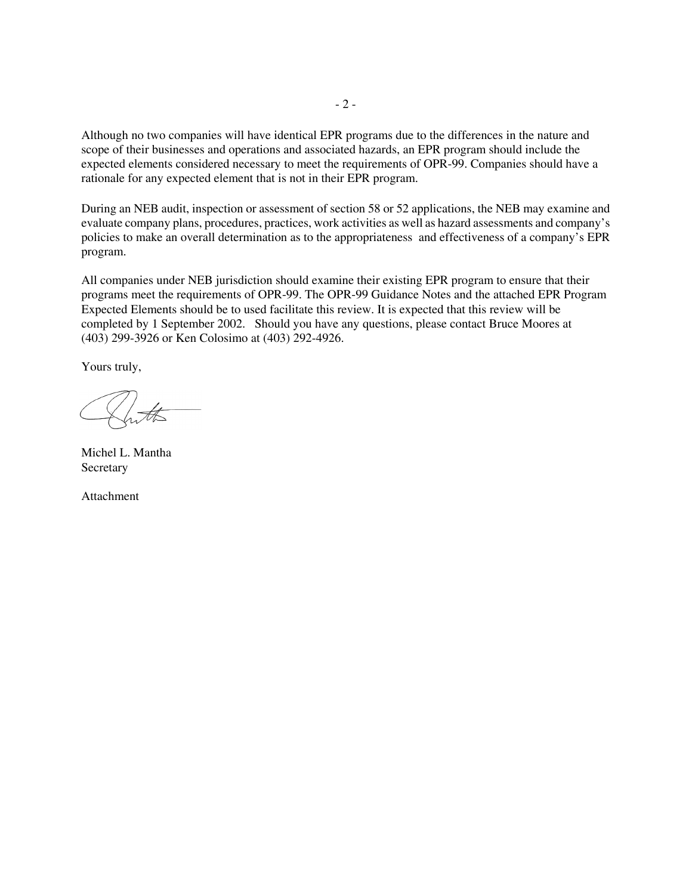Although no two companies will have identical EPR programs due to the differences in the nature and scope of their businesses and operations and associated hazards, an EPR program should include the expected elements considered necessary to meet the requirements of OPR-99. Companies should have a rationale for any expected element that is not in their EPR program.

During an NEB audit, inspection or assessment of section 58 or 52 applications, the NEB may examine and evaluate company plans, procedures, practices, work activities as well as hazard assessments and company's policies to make an overall determination as to the appropriateness and effectiveness of a company's EPR program.

All companies under NEB jurisdiction should examine their existing EPR program to ensure that their programs meet the requirements of OPR-99. The OPR-99 Guidance Notes and the attached EPR Program Expected Elements should be to used facilitate this review. It is expected that this review will be completed by 1 September 2002. Should you have any questions, please contact Bruce Moores at (403) 299-3926 or Ken Colosimo at (403) 292-4926.

Yours truly,

Michel L. Mantha
Secretary

Attachment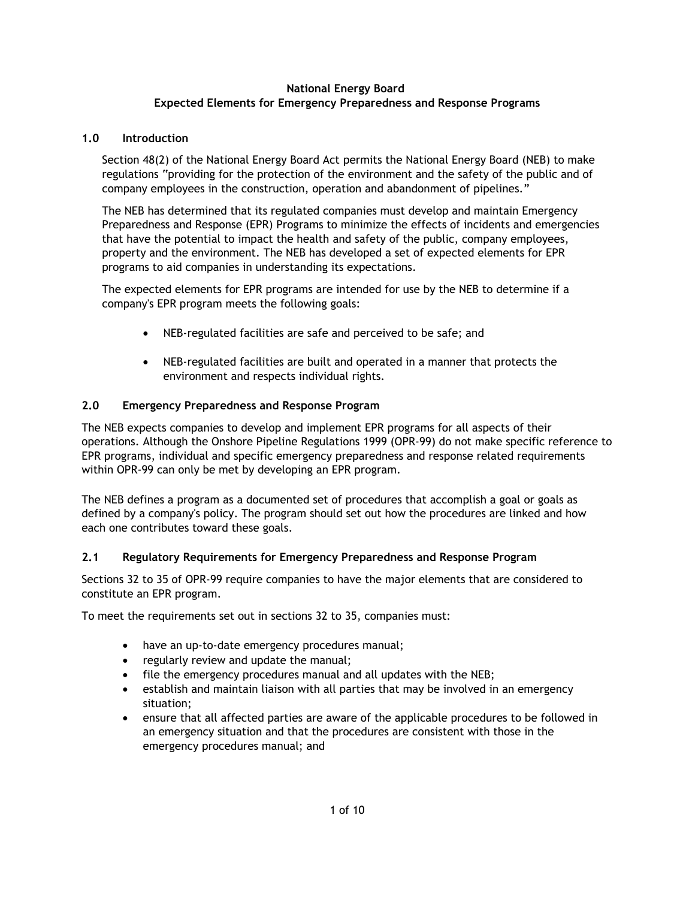**National Energy Board**
**Expected Elements for Emergency Preparedness and Response Programs**

## 1.0 Introduction

Section 48(2) of the National Energy Board Act permits the National Energy Board (NEB) to make regulations "providing for the protection of the environment and the safety of the public and of company employees in the construction, operation and abandonment of pipelines."

The NEB has determined that its regulated companies must develop and maintain Emergency Preparedness and Response (EPR) Programs to minimize the effects of incidents and emergencies that have the potential to impact the health and safety of the public, company employees, property and the environment. The NEB has developed a set of expected elements for EPR programs to aid companies in understanding its expectations.

The expected elements for EPR programs are intended for use by the NEB to determine if a company's EPR program meets the following goals:

- NEB-regulated facilities are safe and perceived to be safe; and
- NEB-regulated facilities are built and operated in a manner that protects the environment and respects individual rights.

## 2.0 Emergency Preparedness and Response Program

The NEB expects companies to develop and implement EPR programs for all aspects of their operations. Although the Onshore Pipeline Regulations 1999 (OPR-99) do not make specific reference to EPR programs, individual and specific emergency preparedness and response related requirements within OPR-99 can only be met by developing an EPR program.

The NEB defines a program as a documented set of procedures that accomplish a goal or goals as defined by a company's policy. The program should set out how the procedures are linked and how each one contributes toward these goals.

### 2.1 Regulatory Requirements for Emergency Preparedness and Response Program

Sections 32 to 35 of OPR-99 require companies to have the major elements that are considered to constitute an EPR program.

To meet the requirements set out in sections 32 to 35, companies must:

- have an up-to-date emergency procedures manual;
- regularly review and update the manual;
- file the emergency procedures manual and all updates with the NEB;
- establish and maintain liaison with all parties that may be involved in an emergency situation;
- ensure that all affected parties are aware of the applicable procedures to be followed in an emergency situation and that the procedures are consistent with those in the emergency procedures manual; and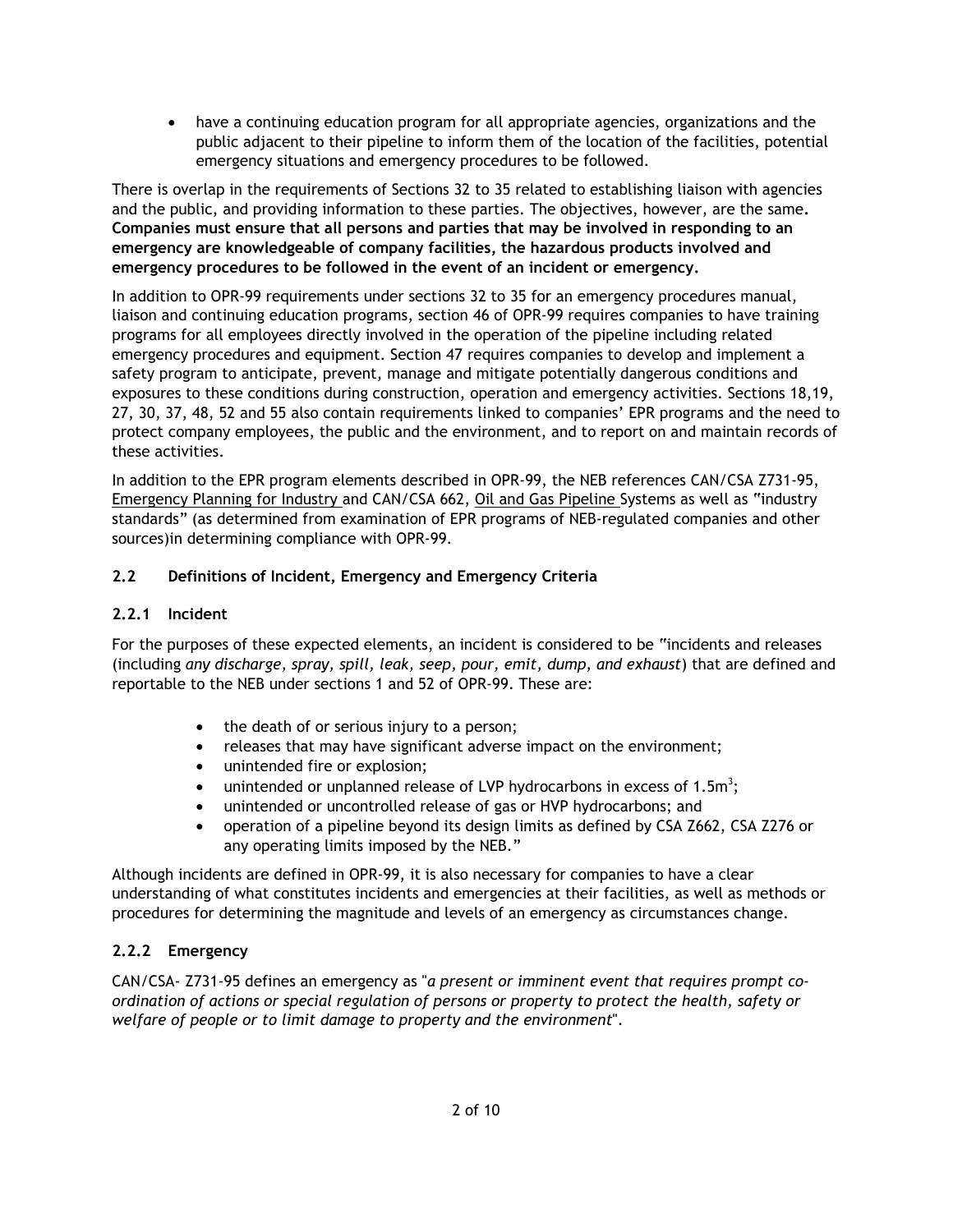- have a continuing education program for all appropriate agencies, organizations and the public adjacent to their pipeline to inform them of the location of the facilities, potential emergency situations and emergency procedures to be followed.

There is overlap in the requirements of Sections 32 to 35 related to establishing liaison with agencies and the public, and providing information to these parties. The objectives, however, are the same. **Companies must ensure that all persons and parties that may be involved in responding to an emergency are knowledgeable of company facilities, the hazardous products involved and emergency procedures to be followed in the event of an incident or emergency.**

In addition to OPR-99 requirements under sections 32 to 35 for an emergency procedures manual, liaison and continuing education programs, section 46 of OPR-99 requires companies to have training programs for all employees directly involved in the operation of the pipeline including related emergency procedures and equipment. Section 47 requires companies to develop and implement a safety program to anticipate, prevent, manage and mitigate potentially dangerous conditions and exposures to these conditions during construction, operation and emergency activities. Sections 18,19, 27, 30, 37, 48, 52 and 55 also contain requirements linked to companies' EPR programs and the need to protect company employees, the public and the environment, and to report on and maintain records of these activities.

In addition to the EPR program elements described in OPR-99, the NEB references CAN/CSA Z731-95, Emergency Planning for Industry and CAN/CSA 662, Oil and Gas Pipeline Systems as well as "industry standards" (as determined from examination of EPR programs of NEB-regulated companies and other sources)in determining compliance with OPR-99.

## 2.2 Definitions of Incident, Emergency and Emergency Criteria

### 2.2.1 Incident

For the purposes of these expected elements, an incident is considered to be "incidents and releases (including *any discharge, spray, spill, leak, seep, pour, emit, dump, and exhaust*) that are defined and reportable to the NEB under sections 1 and 52 of OPR-99. These are:

- the death of or serious injury to a person;
- releases that may have significant adverse impact on the environment;
- unintended fire or explosion;
- unintended or unplanned release of LVP hydrocarbons in excess of $1.5m^3$;
- unintended or uncontrolled release of gas or HVP hydrocarbons; and
- operation of a pipeline beyond its design limits as defined by CSA Z662, CSA Z276 or any operating limits imposed by the NEB."

Although incidents are defined in OPR-99, it is also necessary for companies to have a clear understanding of what constitutes incidents and emergencies at their facilities, as well as methods or procedures for determining the magnitude and levels of an emergency as circumstances change.

### 2.2.2 Emergency

CAN/CSA- Z731-95 defines an emergency as "*a present or imminent event that requires prompt co-ordination of actions or special regulation of persons or property to protect the health, safety or welfare of people or to limit damage to property and the environment*".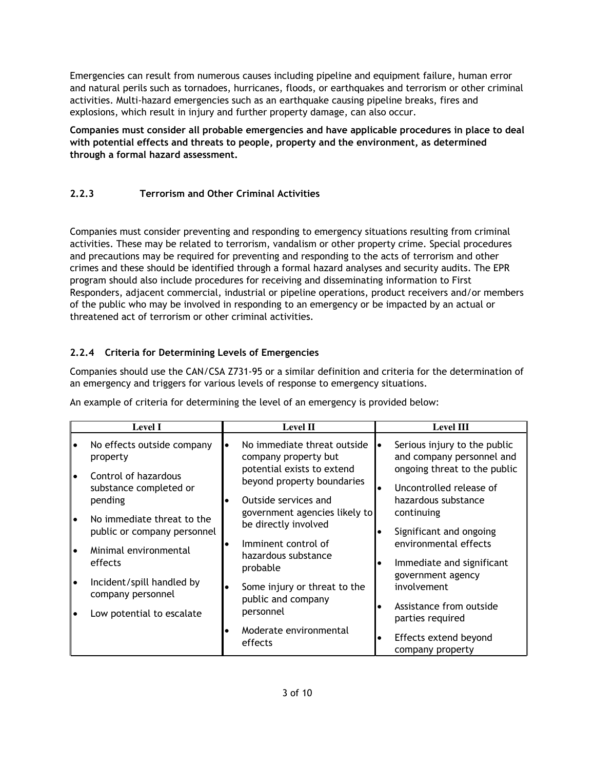Emergencies can result from numerous causes including pipeline and equipment failure, human error and natural perils such as tornadoes, hurricanes, floods, or earthquakes and terrorism or other criminal activities. Multi-hazard emergencies such as an earthquake causing pipeline breaks, fires and explosions, which result in injury and further property damage, can also occur.

**Companies must consider all probable emergencies and have applicable procedures in place to deal with potential effects and threats to people, property and the environment, as determined through a formal hazard assessment.**

### 2.2.3 Terrorism and Other Criminal Activities

Companies must consider preventing and responding to emergency situations resulting from criminal activities. These may be related to terrorism, vandalism or other property crime. Special procedures and precautions may be required for preventing and responding to the acts of terrorism and other crimes and these should be identified through a formal hazard analyses and security audits. The EPR program should also include procedures for receiving and disseminating information to First Responders, adjacent commercial, industrial or pipeline operations, product receivers and/or members of the public who may be involved in responding to an emergency or be impacted by an actual or threatened act of terrorism or other criminal activities.

### 2.2.4 Criteria for Determining Levels of Emergencies

Companies should use the CAN/CSA Z731-95 or a similar definition and criteria for the determination of an emergency and triggers for various levels of response to emergency situations.

An example of criteria for determining the level of an emergency is provided below:

| Level I | Level II | Level III |
|---|---|---|
| • No effects outside company property<br>• Control of hazardous substance completed or pending<br>• No immediate threat to the public or company personnel<br>• Minimal environmental effects<br>• Incident/spill handled by company personnel<br>• Low potential to escalate | • No immediate threat outside company property but potential exists to extend beyond property boundaries<br>• Outside services and government agencies likely to be directly involved<br>• Imminent control of hazardous substance probable<br>• Some injury or threat to the public and company personnel<br>• Moderate environmental effects | • Serious injury to the public and company personnel and ongoing threat to the public<br>• Uncontrolled release of hazardous substance continuing<br>• Significant and ongoing environmental effects<br>• Immediate and significant government agency involvement<br>• Assistance from outside parties required<br>• Effects extend beyond company property |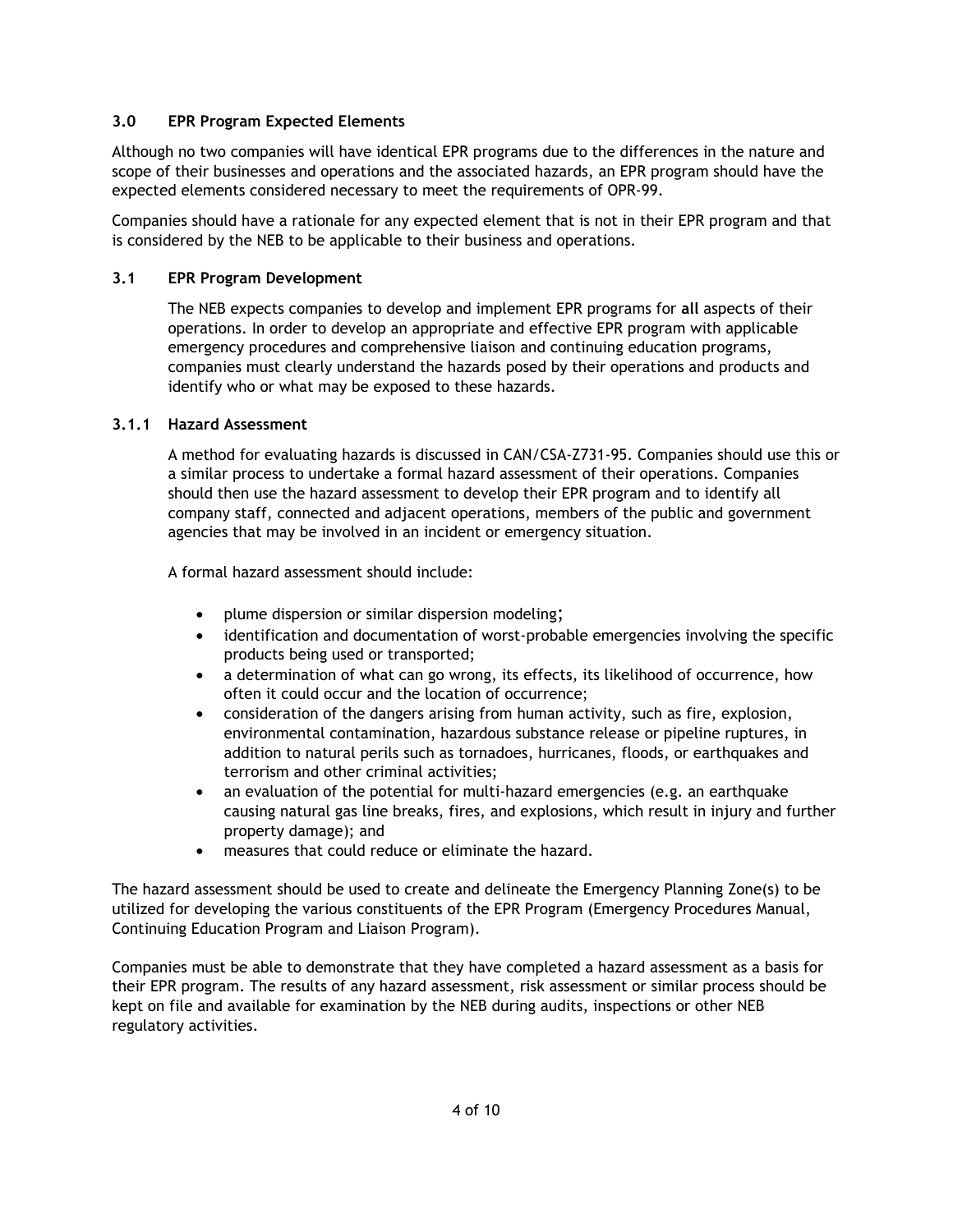### 3.0 EPR Program Expected Elements

Although no two companies will have identical EPR programs due to the differences in the nature and scope of their businesses and operations and the associated hazards, an EPR program should have the expected elements considered necessary to meet the requirements of OPR-99.

Companies should have a rationale for any expected element that is not in their EPR program and that is considered by the NEB to be applicable to their business and operations.

### 3.1 EPR Program Development

The NEB expects companies to develop and implement EPR programs for **all** aspects of their operations. In order to develop an appropriate and effective EPR program with applicable emergency procedures and comprehensive liaison and continuing education programs, companies must clearly understand the hazards posed by their operations and products and identify who or what may be exposed to these hazards.

#### 3.1.1 Hazard Assessment

A method for evaluating hazards is discussed in CAN/CSA-Z731-95. Companies should use this or a similar process to undertake a formal hazard assessment of their operations. Companies should then use the hazard assessment to develop their EPR program and to identify all company staff, connected and adjacent operations, members of the public and government agencies that may be involved in an incident or emergency situation.

A formal hazard assessment should include:

- plume dispersion or similar dispersion modeling;
- identification and documentation of worst-probable emergencies involving the specific products being used or transported;
- a determination of what can go wrong, its effects, its likelihood of occurrence, how often it could occur and the location of occurrence;
- consideration of the dangers arising from human activity, such as fire, explosion, environmental contamination, hazardous substance release or pipeline ruptures, in addition to natural perils such as tornadoes, hurricanes, floods, or earthquakes and terrorism and other criminal activities;
- an evaluation of the potential for multi-hazard emergencies (e.g. an earthquake causing natural gas line breaks, fires, and explosions, which result in injury and further property damage); and
- measures that could reduce or eliminate the hazard.

The hazard assessment should be used to create and delineate the Emergency Planning Zone(s) to be utilized for developing the various constituents of the EPR Program (Emergency Procedures Manual, Continuing Education Program and Liaison Program).

Companies must be able to demonstrate that they have completed a hazard assessment as a basis for their EPR program. The results of any hazard assessment, risk assessment or similar process should be kept on file and available for examination by the NEB during audits, inspections or other NEB regulatory activities.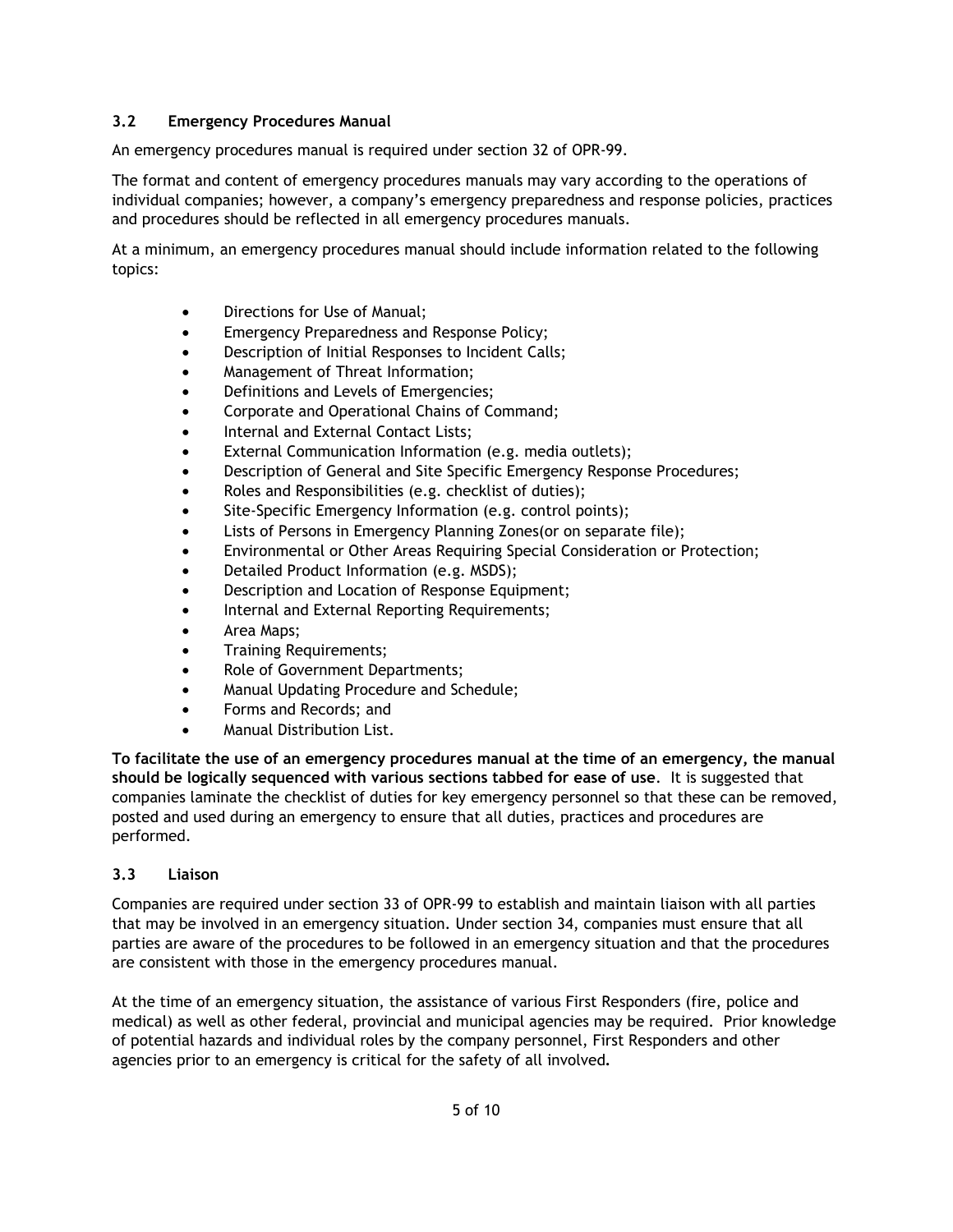### 3.2 Emergency Procedures Manual

An emergency procedures manual is required under section 32 of OPR-99.

The format and content of emergency procedures manuals may vary according to the operations of individual companies; however, a company's emergency preparedness and response policies, practices and procedures should be reflected in all emergency procedures manuals.

At a minimum, an emergency procedures manual should include information related to the following topics:

- Directions for Use of Manual;
- Emergency Preparedness and Response Policy;
- Description of Initial Responses to Incident Calls;
- Management of Threat Information;
- Definitions and Levels of Emergencies;
- Corporate and Operational Chains of Command;
- Internal and External Contact Lists;
- External Communication Information (e.g. media outlets);
- Description of General and Site Specific Emergency Response Procedures;
- Roles and Responsibilities (e.g. checklist of duties);
- Site-Specific Emergency Information (e.g. control points);
- Lists of Persons in Emergency Planning Zones(or on separate file);
- Environmental or Other Areas Requiring Special Consideration or Protection;
- Detailed Product Information (e.g. MSDS);
- Description and Location of Response Equipment;
- Internal and External Reporting Requirements;
- Area Maps;
- Training Requirements;
- Role of Government Departments;
- Manual Updating Procedure and Schedule;
- Forms and Records; and
- Manual Distribution List.

**To facilitate the use of an emergency procedures manual at the time of an emergency, the manual should be logically sequenced with various sections tabbed for ease of use**. It is suggested that companies laminate the checklist of duties for key emergency personnel so that these can be removed, posted and used during an emergency to ensure that all duties, practices and procedures are performed.

### 3.3 Liaison

Companies are required under section 33 of OPR-99 to establish and maintain liaison with all parties that may be involved in an emergency situation. Under section 34, companies must ensure that all parties are aware of the procedures to be followed in an emergency situation and that the procedures are consistent with those in the emergency procedures manual.

At the time of an emergency situation, the assistance of various First Responders (fire, police and medical) as well as other federal, provincial and municipal agencies may be required. Prior knowledge of potential hazards and individual roles by the company personnel, First Responders and other agencies prior to an emergency is critical for the safety of all involved.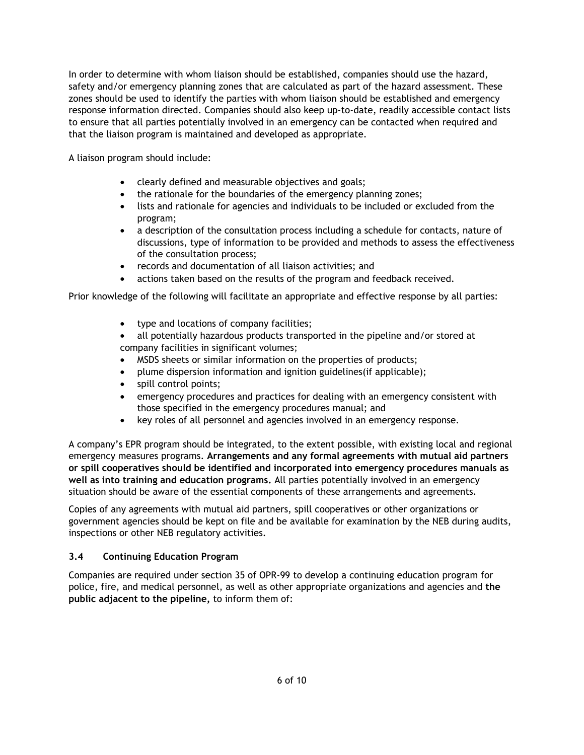In order to determine with whom liaison should be established, companies should use the hazard, safety and/or emergency planning zones that are calculated as part of the hazard assessment. These zones should be used to identify the parties with whom liaison should be established and emergency response information directed. Companies should also keep up-to-date, readily accessible contact lists to ensure that all parties potentially involved in an emergency can be contacted when required and that the liaison program is maintained and developed as appropriate.

A liaison program should include:

- clearly defined and measurable objectives and goals;
- the rationale for the boundaries of the emergency planning zones;
- lists and rationale for agencies and individuals to be included or excluded from the program;
- a description of the consultation process including a schedule for contacts, nature of discussions, type of information to be provided and methods to assess the effectiveness of the consultation process;
- records and documentation of all liaison activities; and
- actions taken based on the results of the program and feedback received.

Prior knowledge of the following will facilitate an appropriate and effective response by all parties:

- type and locations of company facilities;
- all potentially hazardous products transported in the pipeline and/or stored at company facilities in significant volumes;
- MSDS sheets or similar information on the properties of products;
- plume dispersion information and ignition guidelines(if applicable);
- spill control points;
- emergency procedures and practices for dealing with an emergency consistent with those specified in the emergency procedures manual; and
- key roles of all personnel and agencies involved in an emergency response.

A company's EPR program should be integrated, to the extent possible, with existing local and regional emergency measures programs. **Arrangements and any formal agreements with mutual aid partners or spill cooperatives should be identified and incorporated into emergency procedures manuals as well as into training and education programs.** All parties potentially involved in an emergency situation should be aware of the essential components of these arrangements and agreements.

Copies of any agreements with mutual aid partners, spill cooperatives or other organizations or government agencies should be kept on file and be available for examination by the NEB during audits, inspections or other NEB regulatory activities.

### 3.4 Continuing Education Program

Companies are required under section 35 of OPR-99 to develop a continuing education program for police, fire, and medical personnel, as well as other appropriate organizations and agencies and **the public adjacent to the pipeline,** to inform them of: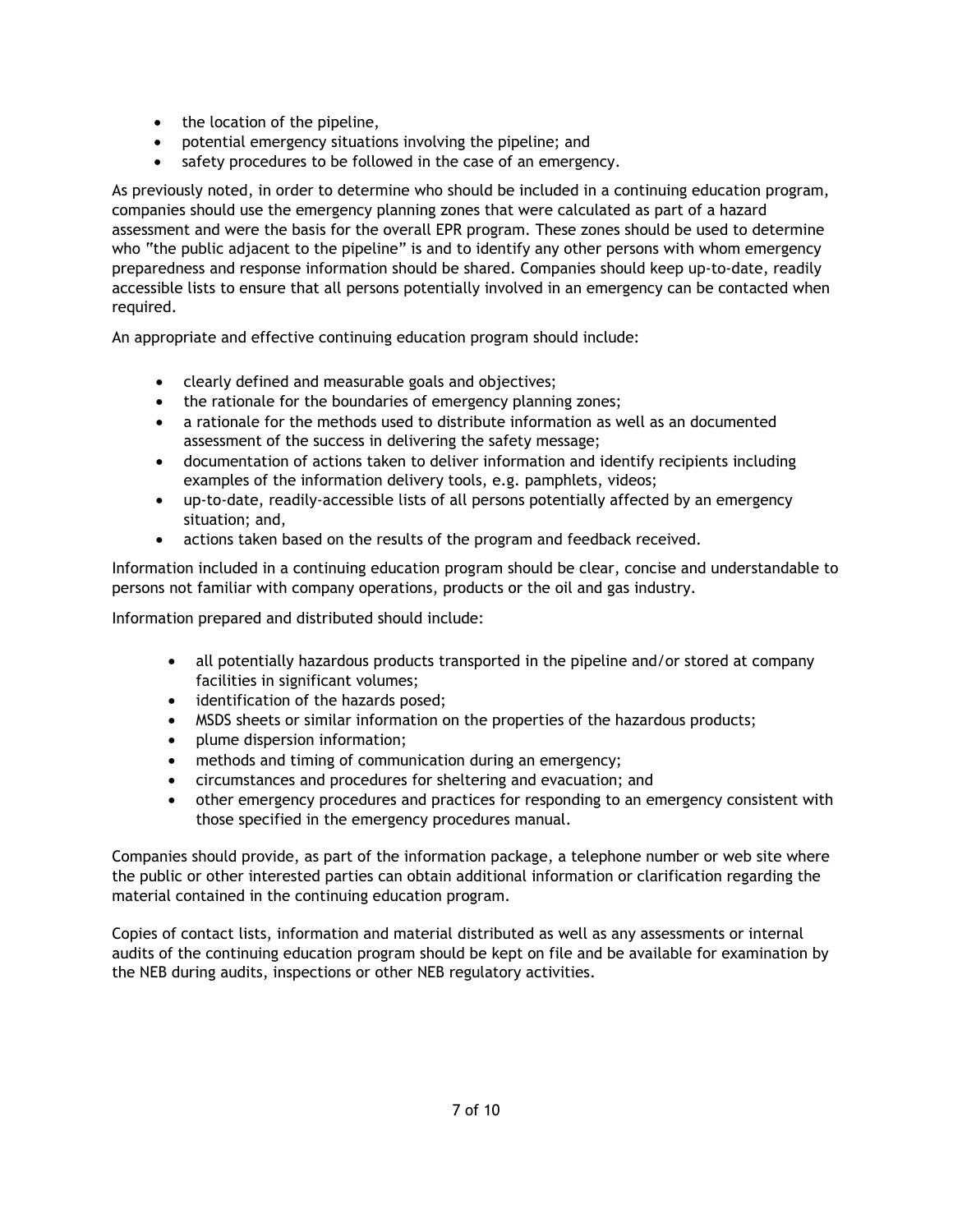- the location of the pipeline,
- potential emergency situations involving the pipeline; and
- safety procedures to be followed in the case of an emergency.

As previously noted, in order to determine who should be included in a continuing education program, companies should use the emergency planning zones that were calculated as part of a hazard assessment and were the basis for the overall EPR program. These zones should be used to determine who "the public adjacent to the pipeline" is and to identify any other persons with whom emergency preparedness and response information should be shared. Companies should keep up-to-date, readily accessible lists to ensure that all persons potentially involved in an emergency can be contacted when required.

An appropriate and effective continuing education program should include:

- clearly defined and measurable goals and objectives;
- the rationale for the boundaries of emergency planning zones;
- a rationale for the methods used to distribute information as well as an documented assessment of the success in delivering the safety message;
- documentation of actions taken to deliver information and identify recipients including examples of the information delivery tools, e.g. pamphlets, videos;
- up-to-date, readily-accessible lists of all persons potentially affected by an emergency situation; and,
- actions taken based on the results of the program and feedback received.

Information included in a continuing education program should be clear, concise and understandable to persons not familiar with company operations, products or the oil and gas industry.

Information prepared and distributed should include:

- all potentially hazardous products transported in the pipeline and/or stored at company facilities in significant volumes;
- identification of the hazards posed;
- MSDS sheets or similar information on the properties of the hazardous products;
- plume dispersion information;
- methods and timing of communication during an emergency;
- circumstances and procedures for sheltering and evacuation; and
- other emergency procedures and practices for responding to an emergency consistent with those specified in the emergency procedures manual.

Companies should provide, as part of the information package, a telephone number or web site where the public or other interested parties can obtain additional information or clarification regarding the material contained in the continuing education program.

Copies of contact lists, information and material distributed as well as any assessments or internal audits of the continuing education program should be kept on file and be available for examination by the NEB during audits, inspections or other NEB regulatory activities.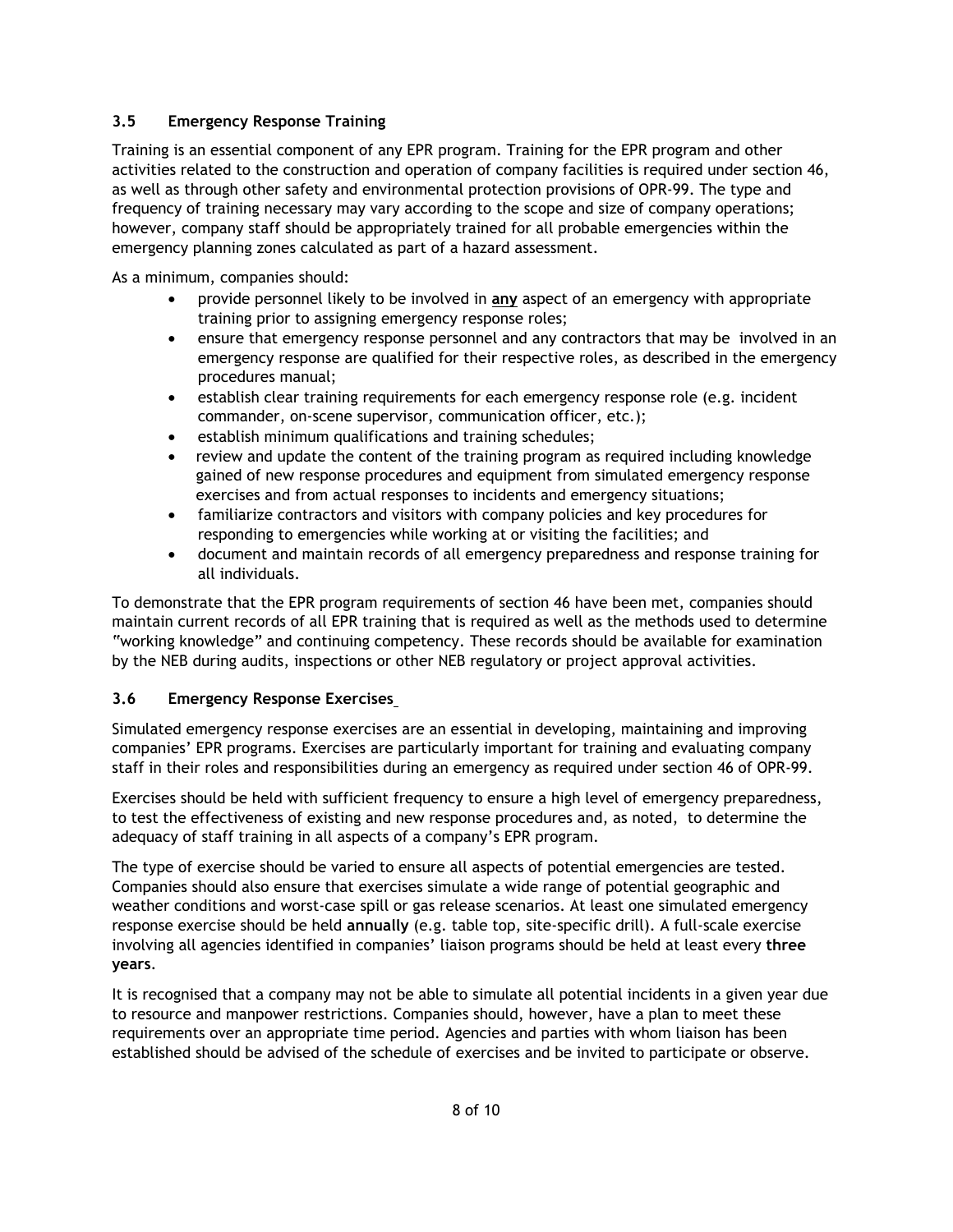### 3.5 Emergency Response Training

Training is an essential component of any EPR program. Training for the EPR program and other activities related to the construction and operation of company facilities is required under section 46, as well as through other safety and environmental protection provisions of OPR-99. The type and frequency of training necessary may vary according to the scope and size of company operations; however, company staff should be appropriately trained for all probable emergencies within the emergency planning zones calculated as part of a hazard assessment.

As a minimum, companies should:

- provide personnel likely to be involved in **<u>any</u>** aspect of an emergency with appropriate training prior to assigning emergency response roles;
- ensure that emergency response personnel and any contractors that may be involved in an emergency response are qualified for their respective roles, as described in the emergency procedures manual;
- establish clear training requirements for each emergency response role (e.g. incident commander, on-scene supervisor, communication officer, etc.);
- establish minimum qualifications and training schedules;
- review and update the content of the training program as required including knowledge gained of new response procedures and equipment from simulated emergency response exercises and from actual responses to incidents and emergency situations;
- familiarize contractors and visitors with company policies and key procedures for responding to emergencies while working at or visiting the facilities; and
- document and maintain records of all emergency preparedness and response training for all individuals.

To demonstrate that the EPR program requirements of section 46 have been met, companies should maintain current records of all EPR training that is required as well as the methods used to determine "working knowledge" and continuing competency. These records should be available for examination by the NEB during audits, inspections or other NEB regulatory or project approval activities.

### 3.6 Emergency Response Exercises

Simulated emergency response exercises are an essential in developing, maintaining and improving companies' EPR programs. Exercises are particularly important for training and evaluating company staff in their roles and responsibilities during an emergency as required under section 46 of OPR-99.

Exercises should be held with sufficient frequency to ensure a high level of emergency preparedness, to test the effectiveness of existing and new response procedures and, as noted, to determine the adequacy of staff training in all aspects of a company's EPR program.

The type of exercise should be varied to ensure all aspects of potential emergencies are tested. Companies should also ensure that exercises simulate a wide range of potential geographic and weather conditions and worst-case spill or gas release scenarios. At least one simulated emergency response exercise should be held **annually** (e.g. table top, site-specific drill). A full-scale exercise involving all agencies identified in companies' liaison programs should be held at least every **three years**.

It is recognised that a company may not be able to simulate all potential incidents in a given year due to resource and manpower restrictions. Companies should, however, have a plan to meet these requirements over an appropriate time period. Agencies and parties with whom liaison has been established should be advised of the schedule of exercises and be invited to participate or observe.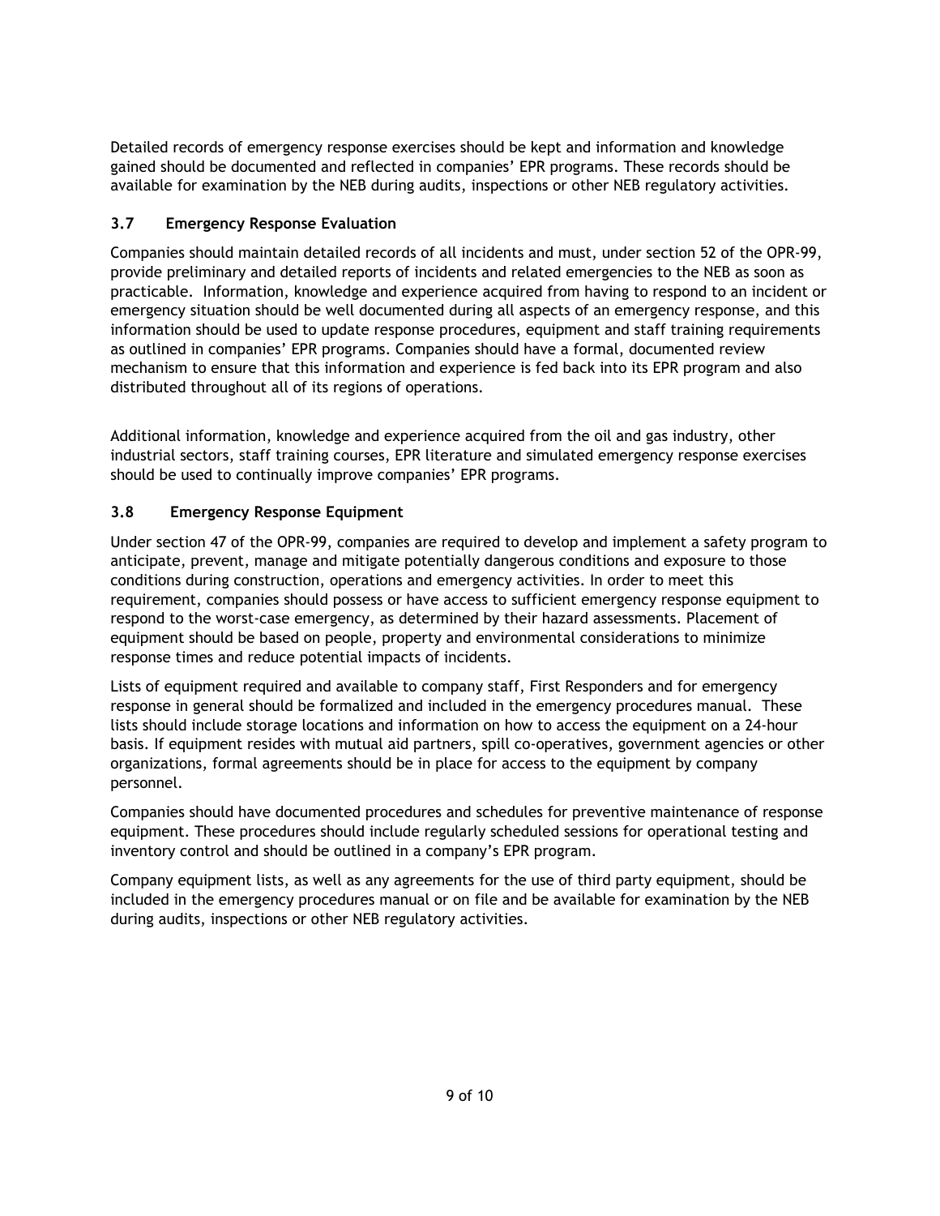Detailed records of emergency response exercises should be kept and information and knowledge gained should be documented and reflected in companies' EPR programs. These records should be available for examination by the NEB during audits, inspections or other NEB regulatory activities.

### 3.7 Emergency Response Evaluation

Companies should maintain detailed records of all incidents and must, under section 52 of the OPR-99, provide preliminary and detailed reports of incidents and related emergencies to the NEB as soon as practicable. Information, knowledge and experience acquired from having to respond to an incident or emergency situation should be well documented during all aspects of an emergency response, and this information should be used to update response procedures, equipment and staff training requirements as outlined in companies' EPR programs. Companies should have a formal, documented review mechanism to ensure that this information and experience is fed back into its EPR program and also distributed throughout all of its regions of operations.

Additional information, knowledge and experience acquired from the oil and gas industry, other industrial sectors, staff training courses, EPR literature and simulated emergency response exercises should be used to continually improve companies' EPR programs.

### 3.8 Emergency Response Equipment

Under section 47 of the OPR-99, companies are required to develop and implement a safety program to anticipate, prevent, manage and mitigate potentially dangerous conditions and exposure to those conditions during construction, operations and emergency activities. In order to meet this requirement, companies should possess or have access to sufficient emergency response equipment to respond to the worst-case emergency, as determined by their hazard assessments. Placement of equipment should be based on people, property and environmental considerations to minimize response times and reduce potential impacts of incidents.

Lists of equipment required and available to company staff, First Responders and for emergency response in general should be formalized and included in the emergency procedures manual. These lists should include storage locations and information on how to access the equipment on a 24-hour basis. If equipment resides with mutual aid partners, spill co-operatives, government agencies or other organizations, formal agreements should be in place for access to the equipment by company personnel.

Companies should have documented procedures and schedules for preventive maintenance of response equipment. These procedures should include regularly scheduled sessions for operational testing and inventory control and should be outlined in a company's EPR program.

Company equipment lists, as well as any agreements for the use of third party equipment, should be included in the emergency procedures manual or on file and be available for examination by the NEB during audits, inspections or other NEB regulatory activities.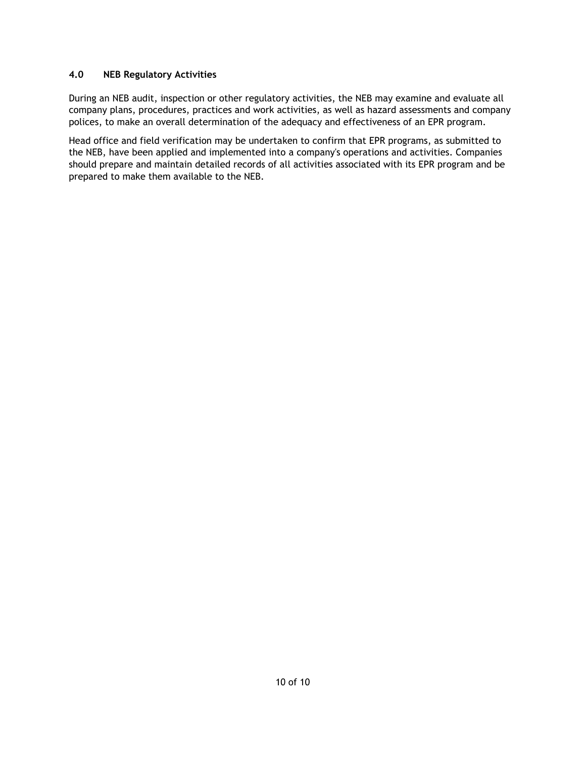## 4.0 NEB Regulatory Activities

During an NEB audit, inspection or other regulatory activities, the NEB may examine and evaluate all company plans, procedures, practices and work activities, as well as hazard assessments and company polices, to make an overall determination of the adequacy and effectiveness of an EPR program.

Head office and field verification may be undertaken to confirm that EPR programs, as submitted to the NEB, have been applied and implemented into a company's operations and activities. Companies should prepare and maintain detailed records of all activities associated with its EPR program and be prepared to make them available to the NEB.